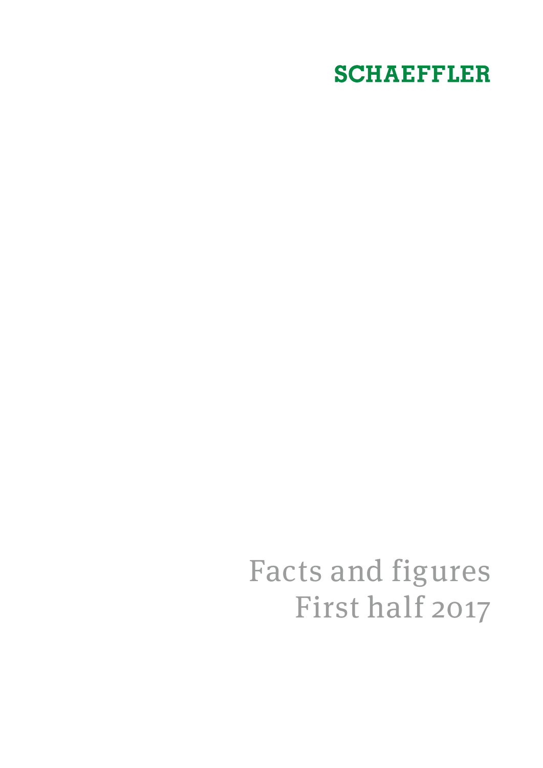SCHAEFFLER

# Facts and figures
# First half 2017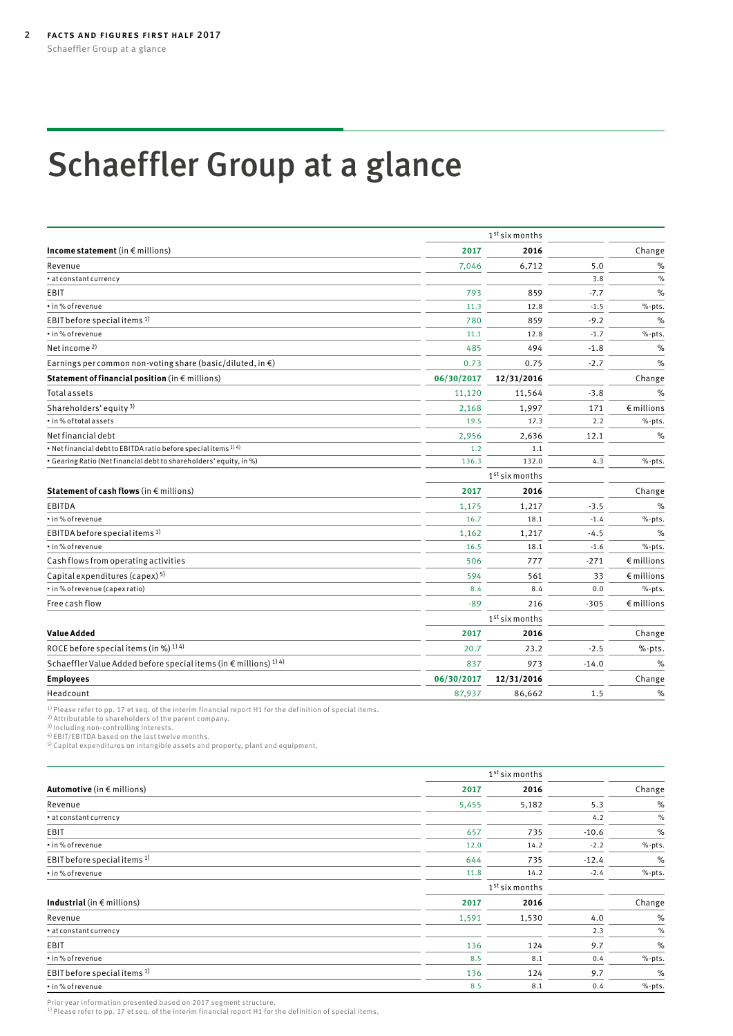# Schaeffler Group at a glance

| | 1st six months | | | |
|---|---|---|---|---|
| **Income statement** (in € millions) | **2017** | **2016** | | Change |
| Revenue | 7,046 | 6,712 | 5.0 | % |
| • at constant currency | | | 3.8 | % |
| EBIT | 793 | 859 | -7.7 | % |
| • in % of revenue | 11.3 | 12.8 | -1.5 | %-pts. |
| EBIT before special items [1] | 780 | 859 | -9.2 | % |
| • in % of revenue | 11.1 | 12.8 | -1.7 | %-pts. |
| Net income [2] | 485 | 494 | -1.8 | % |
| Earnings per common non-voting share (basic/diluted, in €) | 0.73 | 0.75 | -2.7 | % |
| **Statement of financial position** (in € millions) | **06/30/2017** | **12/31/2016** | | Change |
| Total assets | 11,120 | 11,564 | -3.8 | % |
| Shareholders' equity [3] | 2,168 | 1,997 | 171 | € millions |
| • in % of total assets | 19.5 | 17.3 | 2.2 | %-pts. |
| Net financial debt | 2,956 | 2,636 | 12.1 | % |
| • Net financial debt to EBITDA ratio before special items [1) 4)] | 1.2 | 1.1 | | |
| • Gearing Ratio (Net financial debt to shareholders' equity, in %) | 136.3 | 132.0 | 4.3 | %-pts. |
| | 1st six months | | | |
| **Statement of cash flows** (in € millions) | **2017** | **2016** | | Change |
| EBITDA | 1,175 | 1,217 | -3.5 | % |
| • in % of revenue | 16.7 | 18.1 | -1.4 | %-pts. |
| EBITDA before special items [1] | 1,162 | 1,217 | -4.5 | % |
| • in % of revenue | 16.5 | 18.1 | -1.6 | %-pts. |
| Cash flows from operating activities | 506 | 777 | -271 | € millions |
| Capital expenditures (capex) [5] | 594 | 561 | 33 | € millions |
| • in % of revenue (capex ratio) | 8.4 | 8.4 | 0.0 | %-pts. |
| Free cash flow | -89 | 216 | -305 | € millions |
| | 1st six months | | | |
| **Value Added** | **2017** | **2016** | | Change |
| ROCE before special items (in %) [1) 4)] | 20.7 | 23.2 | -2.5 | %-pts. |
| Schaeffler Value Added before special items (in € millions) [1) 4)] | 837 | 973 | -14.0 | % |
| **Employees** | **06/30/2017** | **12/31/2016** | | Change |
| Headcount | 87,937 | 86,662 | 1.5 | % |

[1] Please refer to pp. 17 et seq. of the interim financial report H1 for the definition of special items.
[2] Attributable to shareholders of the parent company.
[3] Including non-controlling interests.
[4] EBIT/EBITDA based on the last twelve months.
[5] Capital expenditures on intangible assets and property, plant and equipment.

| | 1st six months | | | |
|---|---|---|---|---|
| **Automotive** (in € millions) | **2017** | **2016** | | Change |
| Revenue | 5,455 | 5,182 | 5.3 | % |
| • at constant currency | | | 4.2 | % |
| EBIT | 657 | 735 | -10.6 | % |
| • in % of revenue | 12.0 | 14.2 | -2.2 | %-pts. |
| EBIT before special items [1] | 644 | 735 | -12.4 | % |
| • in % of revenue | 11.8 | 14.2 | -2.4 | %-pts. |
| | 1st six months | | | |
| **Industrial** (in € millions) | **2017** | **2016** | | Change |
| Revenue | 1,591 | 1,530 | 4.0 | % |
| • at constant currency | | | 2.3 | % |
| EBIT | 136 | 124 | 9.7 | % |
| • in % of revenue | 8.5 | 8.1 | 0.4 | %-pts. |
| EBIT before special items [1] | 136 | 124 | 9.7 | % |
| • in % of revenue | 8.5 | 8.1 | 0.4 | %-pts. |

Prior year information presented based on 2017 segment structure.
[1] Please refer to pp. 17 et seq. of the interim financial report H1 for the definition of special items.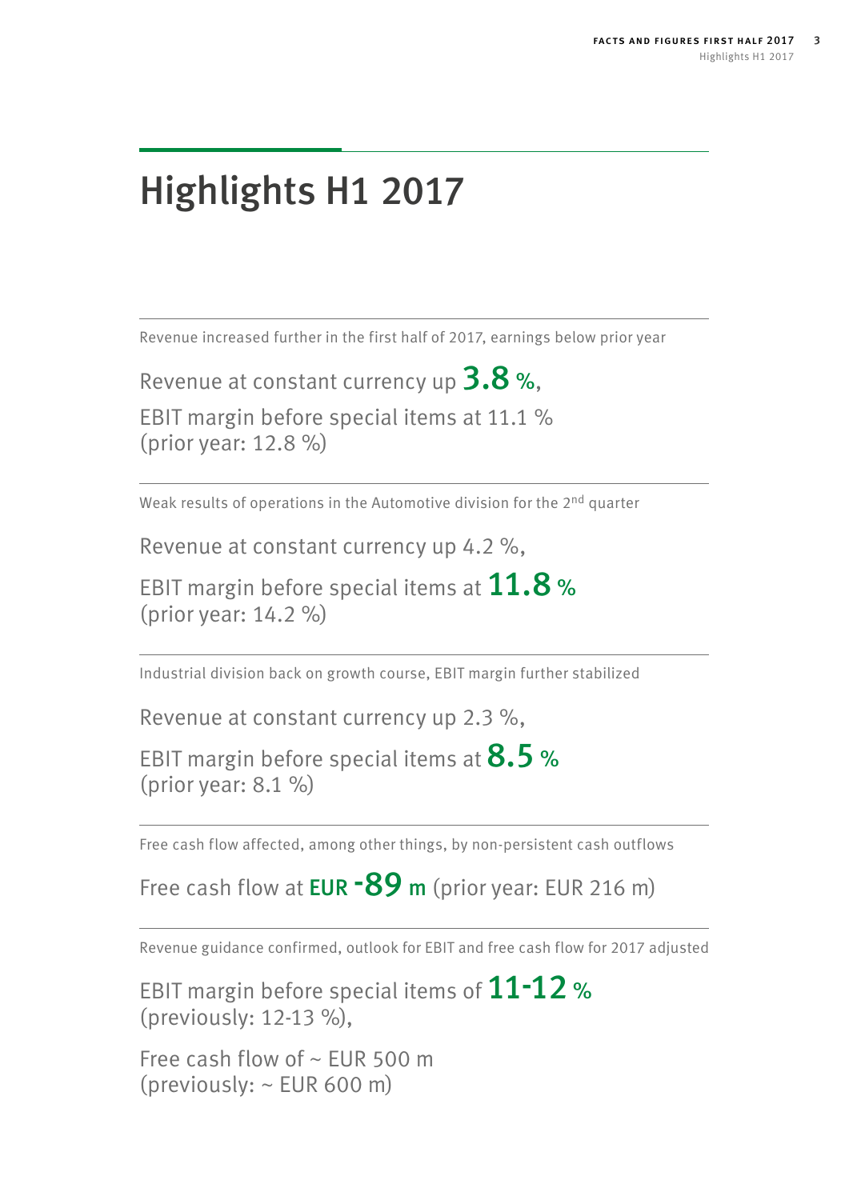# Highlights H1 2017

Revenue increased further in the first half of 2017, earnings below prior year

Revenue at constant currency up **3.8 %**,

EBIT margin before special items at 11.1 %
(prior year: 12.8 %)

Weak results of operations in the Automotive division for the 2nd quarter

Revenue at constant currency up 4.2 %,

EBIT margin before special items at **11.8 %**
(prior year: 14.2 %)

Industrial division back on growth course, EBIT margin further stabilized

Revenue at constant currency up 2.3 %,

EBIT margin before special items at **8.5 %**
(prior year: 8.1 %)

Free cash flow affected, among other things, by non-persistent cash outflows

Free cash flow at **EUR -89 m** (prior year: EUR 216 m)

Revenue guidance confirmed, outlook for EBIT and free cash flow for 2017 adjusted

EBIT margin before special items of **11-12 %**
(previously: 12-13 %),

Free cash flow of ~ EUR 500 m
(previously: ~ EUR 600 m)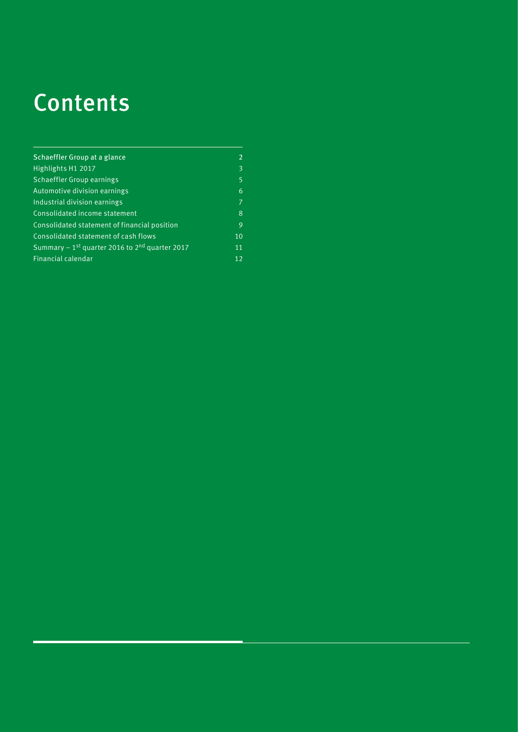# Contents

| | |
|---|---|
| Schaeffler Group at a glance | 2 |
| Highlights H1 2017 | 3 |
| Schaeffler Group earnings | 5 |
| Automotive division earnings | 6 |
| Industrial division earnings | 7 |
| Consolidated income statement | 8 |
| Consolidated statement of financial position | 9 |
| Consolidated statement of cash flows | 10 |
| Summary – 1st quarter 2016 to 2nd quarter 2017 | 11 |
| Financial calendar | 12 |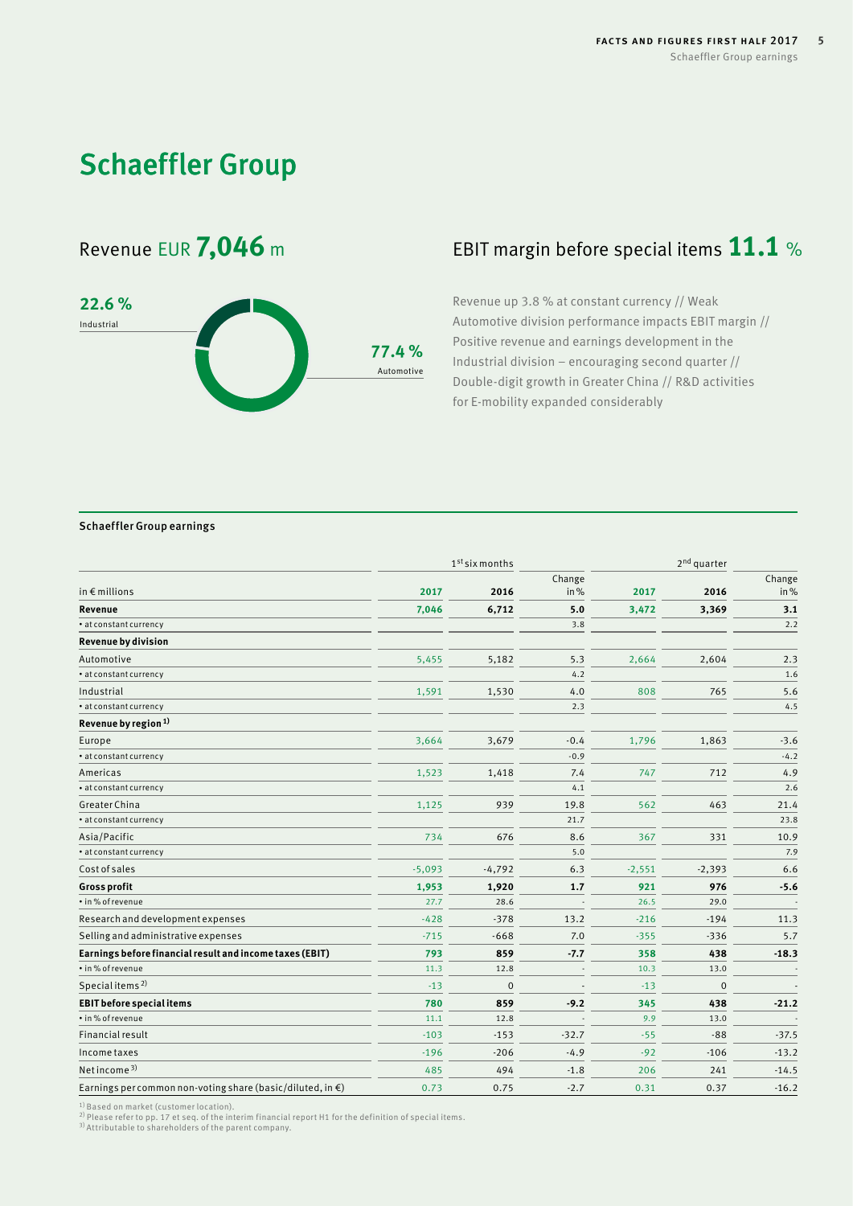# Schaeffler Group

## Revenue EUR 7,046 m

22.6 %
Industrial

77.4 %
Automotive

## EBIT margin before special items 11.1 %

Revenue up 3.8 % at constant currency // Weak Automotive division performance impacts EBIT margin // Positive revenue and earnings development in the Industrial division – encouraging second quarter // Double-digit growth in Greater China // R&D activities for E-mobility expanded considerably

### Schaeffler Group earnings

| | 1st six months | | | 2nd quarter | | |
|---|---|---|---|---|---|---|
| in € millions | 2017 | 2016 | Change in % | 2017 | 2016 | Change in % |
| **Revenue** | **7,046** | **6,712** | **5.0** | **3,472** | **3,369** | **3.1** |
| • at constant currency | | | 3.8 | | | 2.2 |
| **Revenue by division** | | | | | | |
| Automotive | 5,455 | 5,182 | 5.3 | 2,664 | 2,604 | 2.3 |
| • at constant currency | | | 4.2 | | | 1.6 |
| Industrial | 1,591 | 1,530 | 4.0 | 808 | 765 | 5.6 |
| • at constant currency | | | 2.3 | | | 4.5 |
| **Revenue by region [1]** | | | | | | |
| Europe | 3,664 | 3,679 | -0.4 | 1,796 | 1,863 | -3.6 |
| • at constant currency | | | -0.9 | | | -4.2 |
| Americas | 1,523 | 1,418 | 7.4 | 747 | 712 | 4.9 |
| • at constant currency | | | 4.1 | | | 2.6 |
| Greater China | 1,125 | 939 | 19.8 | 562 | 463 | 21.4 |
| • at constant currency | | | 21.7 | | | 23.8 |
| Asia/Pacific | 734 | 676 | 8.6 | 367 | 331 | 10.9 |
| • at constant currency | | | 5.0 | | | 7.9 |
| Cost of sales | -5,093 | -4,792 | 6.3 | -2,551 | -2,393 | 6.6 |
| **Gross profit** | **1,953** | **1,920** | **1.7** | **921** | **976** | **-5.6** |
| • in % of revenue | 27.7 | 28.6 | - | 26.5 | 29.0 | - |
| Research and development expenses | -428 | -378 | 13.2 | -216 | -194 | 11.3 |
| Selling and administrative expenses | -715 | -668 | 7.0 | -355 | -336 | 5.7 |
| **Earnings before financial result and income taxes (EBIT)** | **793** | **859** | **-7.7** | **358** | **438** | **-18.3** |
| • in % of revenue | 11.3 | 12.8 | - | 10.3 | 13.0 | - |
| Special items [2] | -13 | 0 | - | -13 | 0 | - |
| **EBIT before special items** | **780** | **859** | **-9.2** | **345** | **438** | **-21.2** |
| • in % of revenue | 11.1 | 12.8 | - | 9.9 | 13.0 | - |
| Financial result | -103 | -153 | -32.7 | -55 | -88 | -37.5 |
| Income taxes | -196 | -206 | -4.9 | -92 | -106 | -13.2 |
| Net income [3] | 485 | 494 | -1.8 | 206 | 241 | -14.5 |
| Earnings per common non-voting share (basic/diluted, in €) | 0.73 | 0.75 | -2.7 | 0.31 | 0.37 | -16.2 |

[1] Based on market (customer location).
[2] Please refer to pp. 17 et seq. of the interim financial report H1 for the definition of special items.
[3] Attributable to shareholders of the parent company.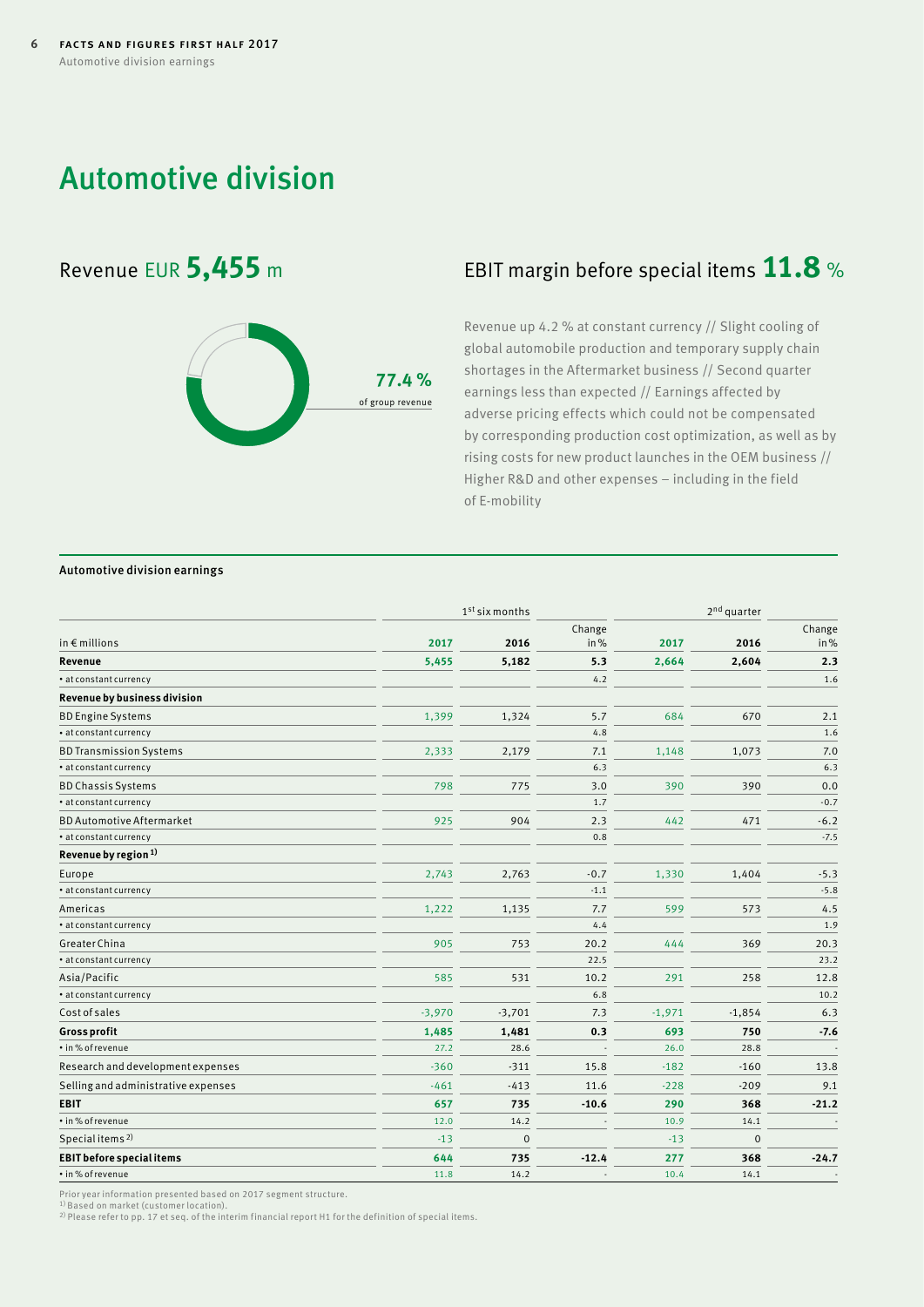# Automotive division

## Revenue EUR **5,455** m

77.4 %
of group revenue

## EBIT margin before special items **11.8** %

Revenue up 4.2 % at constant currency // Slight cooling of global automobile production and temporary supply chain shortages in the Aftermarket business // Second quarter earnings less than expected // Earnings affected by adverse pricing effects which could not be compensated by corresponding production cost optimization, as well as by rising costs for new product launches in the OEM business // Higher R&D and other expenses – including in the field of E-mobility

### Automotive division earnings

| in € millions | 1st six months 2017 | 1st six months 2016 | Change in % | 2nd quarter 2017 | 2nd quarter 2016 | Change in % |
|---|---|---|---|---|---|---|
| **Revenue** | **5,455** | **5,182** | **5.3** | **2,664** | **2,604** | **2.3** |
| • at constant currency | | | 4.2 | | | 1.6 |
| **Revenue by business division** | | | | | | |
| BD Engine Systems | 1,399 | 1,324 | 5.7 | 684 | 670 | 2.1 |
| • at constant currency | | | 4.8 | | | 1.6 |
| BD Transmission Systems | 2,333 | 2,179 | 7.1 | 1,148 | 1,073 | 7.0 |
| • at constant currency | | | 6.3 | | | 6.3 |
| BD Chassis Systems | 798 | 775 | 3.0 | 390 | 390 | 0.0 |
| • at constant currency | | | 1.7 | | | -0.7 |
| BD Automotive Aftermarket | 925 | 904 | 2.3 | 442 | 471 | -6.2 |
| • at constant currency | | | 0.8 | | | -7.5 |
| **Revenue by region [1]** | | | | | | |
| Europe | 2,743 | 2,763 | -0.7 | 1,330 | 1,404 | -5.3 |
| • at constant currency | | | -1.1 | | | -5.8 |
| Americas | 1,222 | 1,135 | 7.7 | 599 | 573 | 4.5 |
| • at constant currency | | | 4.4 | | | 1.9 |
| Greater China | 905 | 753 | 20.2 | 444 | 369 | 20.3 |
| • at constant currency | | | 22.5 | | | 23.2 |
| Asia/Pacific | 585 | 531 | 10.2 | 291 | 258 | 12.8 |
| • at constant currency | | | 6.8 | | | 10.2 |
| Cost of sales | -3,970 | -3,701 | 7.3 | -1,971 | -1,854 | 6.3 |
| **Gross profit** | **1,485** | **1,481** | **0.3** | **693** | **750** | **-7.6** |
| • in % of revenue | 27.2 | 28.6 | - | 26.0 | 28.8 | - |
| Research and development expenses | -360 | -311 | 15.8 | -182 | -160 | 13.8 |
| Selling and administrative expenses | -461 | -413 | 11.6 | -228 | -209 | 9.1 |
| **EBIT** | **657** | **735** | **-10.6** | **290** | **368** | **-21.2** |
| • in % of revenue | 12.0 | 14.2 | - | 10.9 | 14.1 | - |
| Special items [2] | -13 | 0 | | -13 | 0 | |
| **EBIT before special items** | **644** | **735** | **-12.4** | **277** | **368** | **-24.7** |
| • in % of revenue | 11.8 | 14.2 | - | 10.4 | 14.1 | - |

Prior year information presented based on 2017 segment structure.
[1] Based on market (customer location).
[2] Please refer to pp. 17 et seq. of the interim financial report H1 for the definition of special items.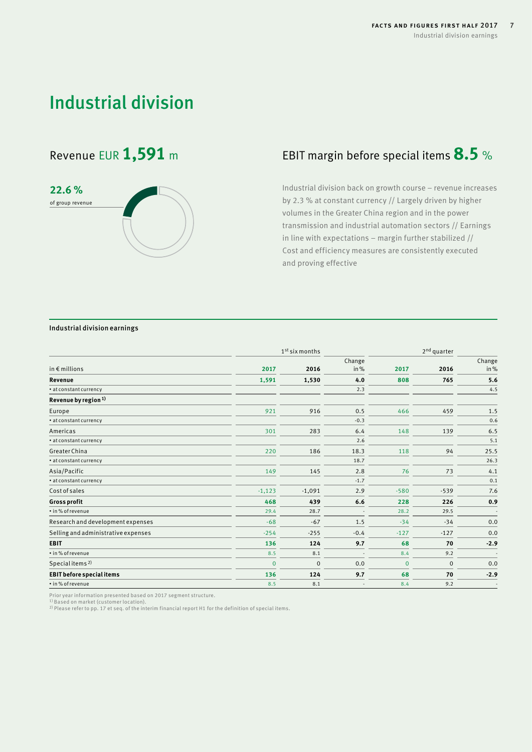# Industrial division

## Revenue EUR **1,591** m

**22.6 %**
of group revenue

## EBIT margin before special items **8.5** %

Industrial division back on growth course – revenue increases by 2.3 % at constant currency // Largely driven by higher volumes in the Greater China region and in the power transmission and industrial automation sectors // Earnings in line with expectations – margin further stabilized // Cost and efficiency measures are consistently executed and proving effective

**Industrial division earnings**

| | 1st six months | | | 2nd quarter | | |
|---|---|---|---|---|---|---|
| in € millions | 2017 | 2016 | Change in % | 2017 | 2016 | Change in % |
| **Revenue** | **1,591** | **1,530** | **4.0** | **808** | **765** | **5.6** |
| • at constant currency | | | 2.3 | | | 4.5 |
| **Revenue by region [1)]** | | | | | | |
| Europe | 921 | 916 | 0.5 | 466 | 459 | 1.5 |
| • at constant currency | | | -0.3 | | | 0.6 |
| Americas | 301 | 283 | 6.4 | 148 | 139 | 6.5 |
| • at constant currency | | | 2.6 | | | 5.1 |
| Greater China | 220 | 186 | 18.3 | 118 | 94 | 25.5 |
| • at constant currency | | | 18.7 | | | 26.3 |
| Asia/Pacific | 149 | 145 | 2.8 | 76 | 73 | 4.1 |
| • at constant currency | | | -1.7 | | | 0.1 |
| Cost of sales | -1,123 | -1,091 | 2.9 | -580 | -539 | 7.6 |
| **Gross profit** | **468** | **439** | **6.6** | **228** | **226** | **0.9** |
| • in % of revenue | 29.4 | 28.7 | - | 28.2 | 29.5 | - |
| Research and development expenses | -68 | -67 | 1.5 | -34 | -34 | 0.0 |
| Selling and administrative expenses | -254 | -255 | -0.4 | -127 | -127 | 0.0 |
| **EBIT** | **136** | **124** | **9.7** | **68** | **70** | **-2.9** |
| • in % of revenue | 8.5 | 8.1 | - | 8.4 | 9.2 | - |
| Special items [2)] | 0 | 0 | 0.0 | 0 | 0 | 0.0 |
| **EBIT before special items** | **136** | **124** | **9.7** | **68** | **70** | **-2.9** |
| • in % of revenue | 8.5 | 8.1 | - | 8.4 | 9.2 | - |

Prior year information presented based on 2017 segment structure.
1) Based on market (customer location).
2) Please refer to pp. 17 et seq. of the interim financial report H1 for the definition of special items.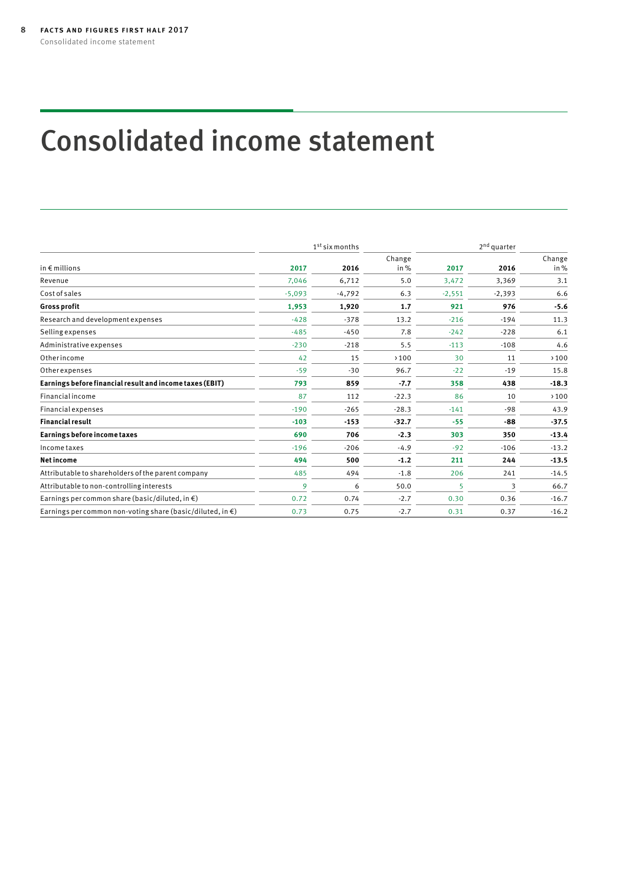# Consolidated income statement

| | 1st six months | | | 2nd quarter | | |
|---|---|---|---|---|---|---|
| in € millions | **2017** | **2016** | Change in % | **2017** | **2016** | Change in % |
| Revenue | 7,046 | 6,712 | 5.0 | 3,472 | 3,369 | 3.1 |
| Cost of sales | -5,093 | -4,792 | 6.3 | -2,551 | -2,393 | 6.6 |
| **Gross profit** | **1,953** | **1,920** | **1.7** | **921** | **976** | **-5.6** |
| Research and development expenses | -428 | -378 | 13.2 | -216 | -194 | 11.3 |
| Selling expenses | -485 | -450 | 7.8 | -242 | -228 | 6.1 |
| Administrative expenses | -230 | -218 | 5.5 | -113 | -108 | 4.6 |
| Other income | 42 | 15 | >100 | 30 | 11 | >100 |
| Other expenses | -59 | -30 | 96.7 | -22 | -19 | 15.8 |
| **Earnings before financial result and income taxes (EBIT)** | **793** | **859** | **-7.7** | **358** | **438** | **-18.3** |
| Financial income | 87 | 112 | -22.3 | 86 | 10 | >100 |
| Financial expenses | -190 | -265 | -28.3 | -141 | -98 | 43.9 |
| **Financial result** | **-103** | **-153** | **-32.7** | **-55** | **-88** | **-37.5** |
| **Earnings before income taxes** | **690** | **706** | **-2.3** | **303** | **350** | **-13.4** |
| Income taxes | -196 | -206 | -4.9 | -92 | -106 | -13.2 |
| **Net income** | **494** | **500** | **-1.2** | **211** | **244** | **-13.5** |
| Attributable to shareholders of the parent company | 485 | 494 | -1.8 | 206 | 241 | -14.5 |
| Attributable to non-controlling interests | 9 | 6 | 50.0 | 5 | 3 | 66.7 |
| Earnings per common share (basic/diluted, in €) | 0.72 | 0.74 | -2.7 | 0.30 | 0.36 | -16.7 |
| Earnings per common non-voting share (basic/diluted, in €) | 0.73 | 0.75 | -2.7 | 0.31 | 0.37 | -16.2 |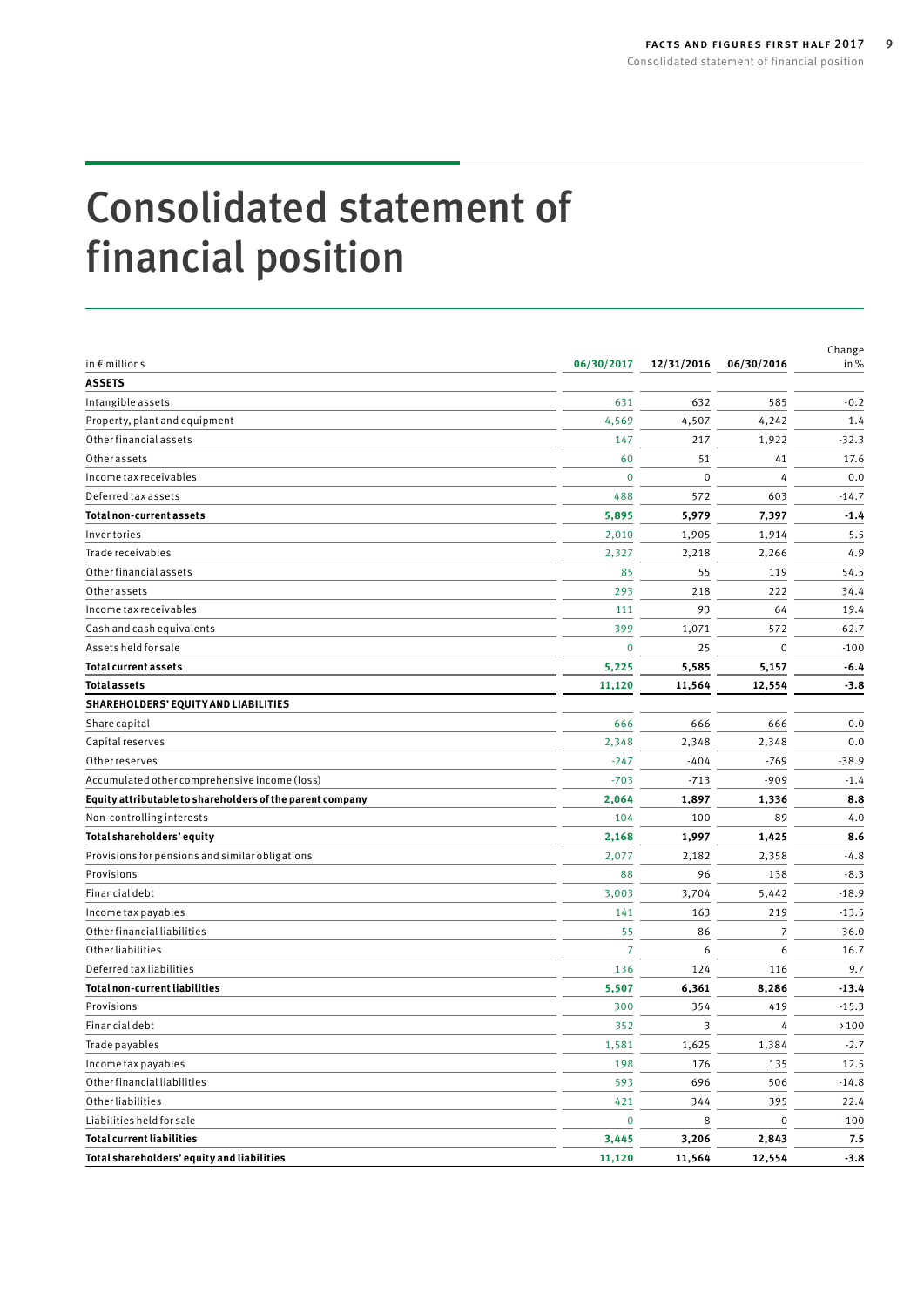# Consolidated statement of financial position

| in € millions | 06/30/2017 | 12/31/2016 | 06/30/2016 | Change in % |
|---|---|---|---|---|
| **ASSETS** | | | | |
| Intangible assets | 631 | 632 | 585 | -0.2 |
| Property, plant and equipment | 4,569 | 4,507 | 4,242 | 1.4 |
| Other financial assets | 147 | 217 | 1,922 | -32.3 |
| Other assets | 60 | 51 | 41 | 17.6 |
| Income tax receivables | 0 | 0 | 4 | 0.0 |
| Deferred tax assets | 488 | 572 | 603 | -14.7 |
| **Total non-current assets** | **5,895** | **5,979** | **7,397** | **-1.4** |
| Inventories | 2,010 | 1,905 | 1,914 | 5.5 |
| Trade receivables | 2,327 | 2,218 | 2,266 | 4.9 |
| Other financial assets | 85 | 55 | 119 | 54.5 |
| Other assets | 293 | 218 | 222 | 34.4 |
| Income tax receivables | 111 | 93 | 64 | 19.4 |
| Cash and cash equivalents | 399 | 1,071 | 572 | -62.7 |
| Assets held for sale | 0 | 25 | 0 | -100 |
| **Total current assets** | **5,225** | **5,585** | **5,157** | **-6.4** |
| **Total assets** | **11,120** | **11,564** | **12,554** | **-3.8** |
| **SHAREHOLDERS' EQUITY AND LIABILITIES** | | | | |
| Share capital | 666 | 666 | 666 | 0.0 |
| Capital reserves | 2,348 | 2,348 | 2,348 | 0.0 |
| Other reserves | -247 | -404 | -769 | -38.9 |
| Accumulated other comprehensive income (loss) | -703 | -713 | -909 | -1.4 |
| **Equity attributable to shareholders of the parent company** | **2,064** | **1,897** | **1,336** | **8.8** |
| Non-controlling interests | 104 | 100 | 89 | 4.0 |
| **Total shareholders' equity** | **2,168** | **1,997** | **1,425** | **8.6** |
| Provisions for pensions and similar obligations | 2,077 | 2,182 | 2,358 | -4.8 |
| Provisions | 88 | 96 | 138 | -8.3 |
| Financial debt | 3,003 | 3,704 | 5,442 | -18.9 |
| Income tax payables | 141 | 163 | 219 | -13.5 |
| Other financial liabilities | 55 | 86 | 7 | -36.0 |
| Other liabilities | 7 | 6 | 6 | 16.7 |
| Deferred tax liabilities | 136 | 124 | 116 | 9.7 |
| **Total non-current liabilities** | **5,507** | **6,361** | **8,286** | **-13.4** |
| Provisions | 300 | 354 | 419 | -15.3 |
| Financial debt | 352 | 3 | 4 | >100 |
| Trade payables | 1,581 | 1,625 | 1,384 | -2.7 |
| Income tax payables | 198 | 176 | 135 | 12.5 |
| Other financial liabilities | 593 | 696 | 506 | -14.8 |
| Other liabilities | 421 | 344 | 395 | 22.4 |
| Liabilities held for sale | 0 | 8 | 0 | -100 |
| **Total current liabilities** | **3,445** | **3,206** | **2,843** | **7.5** |
| **Total shareholders' equity and liabilities** | **11,120** | **11,564** | **12,554** | **-3.8** |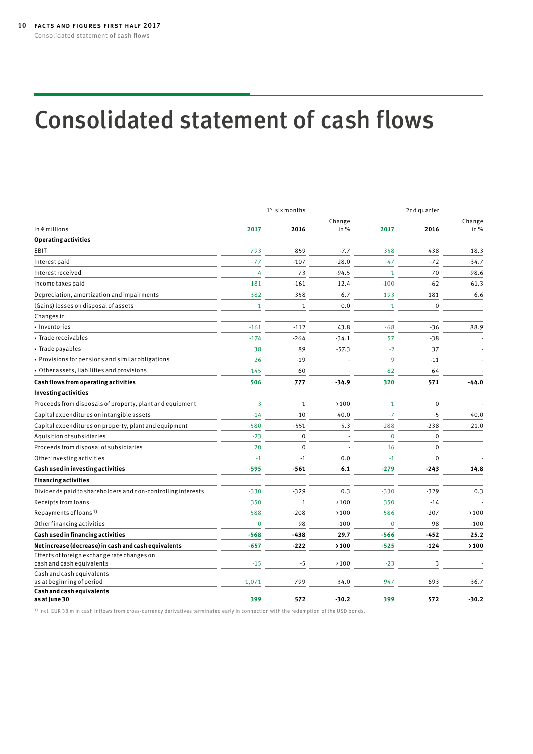# Consolidated statement of cash flows

| in € millions | 1st six months 2017 | 1st six months 2016 | Change in % | 2nd quarter 2017 | 2nd quarter 2016 | Change in % |
|---|---|---|---|---|---|---|
| **Operating activities** | | | | | | |
| EBIT | 793 | 859 | -7.7 | 358 | 438 | -18.3 |
| Interest paid | -77 | -107 | -28.0 | -47 | -72 | -34.7 |
| Interest received | 4 | 73 | -94.5 | 1 | 70 | -98.6 |
| Income taxes paid | -181 | -161 | 12.4 | -100 | -62 | 61.3 |
| Depreciation, amortization and impairments | 382 | 358 | 6.7 | 193 | 181 | 6.6 |
| (Gains) losses on disposal of assets | 1 | 1 | 0.0 | 1 | 0 | - |
| Changes in: | | | | | | |
| • Inventories | -161 | -112 | 43.8 | -68 | -36 | 88.9 |
| • Trade receivables | -174 | -264 | -34.1 | 57 | -38 | - |
| • Trade payables | 38 | 89 | -57.3 | -2 | 37 | - |
| • Provisions for pensions and similar obligations | 26 | -19 | - | 9 | -11 | - |
| • Other assets, liabilities and provisions | -145 | 60 | - | -82 | 64 | - |
| **Cash flows from operating activities** | **506** | **777** | **-34.9** | **320** | **571** | **-44.0** |
| **Investing activities** | | | | | | |
| Proceeds from disposals of property, plant and equipment | 3 | 1 | >100 | 1 | 0 | - |
| Capital expenditures on intangible assets | -14 | -10 | 40.0 | -7 | -5 | 40.0 |
| Capital expenditures on property, plant and equipment | -580 | -551 | 5.3 | -288 | -238 | 21.0 |
| Aquisition of subsidiaries | -23 | 0 | - | 0 | 0 | |
| Proceeds from disposal of subsidiaries | 20 | 0 | - | 16 | 0 | |
| Other investing activities | -1 | -1 | 0.0 | -1 | 0 | - |
| **Cash used in investing activities** | **-595** | **-561** | **6.1** | **-279** | **-243** | **14.8** |
| **Financing activities** | | | | | | |
| Dividends paid to shareholders and non-controlling interests | -330 | -329 | 0.3 | -330 | -329 | 0.3 |
| Receipts from loans | 350 | 1 | >100 | 350 | -14 | - |
| Repayments of loans [1] | -588 | -208 | >100 | -586 | -207 | >100 |
| Other financing activities | 0 | 98 | -100 | 0 | 98 | -100 |
| **Cash used in financing activities** | **-568** | **-438** | **29.7** | **-566** | **-452** | **25.2** |
| **Net increase (decrease) in cash and cash equivalents** | **-657** | **-222** | **>100** | **-525** | **-124** | **>100** |
| Effects of foreign exchange rate changes on cash and cash equivalents | -15 | -5 | >100 | -23 | 3 | - |
| Cash and cash equivalents as at beginning of period | 1,071 | 799 | 34.0 | 947 | 693 | 36.7 |
| **Cash and cash equivalents as at June 30** | **399** | **572** | **-30.2** | **399** | **572** | **-30.2** |

[1] Incl. EUR 38 m in cash inflows from cross-currency derivatives terminated early in connection with the redemption of the USD bonds.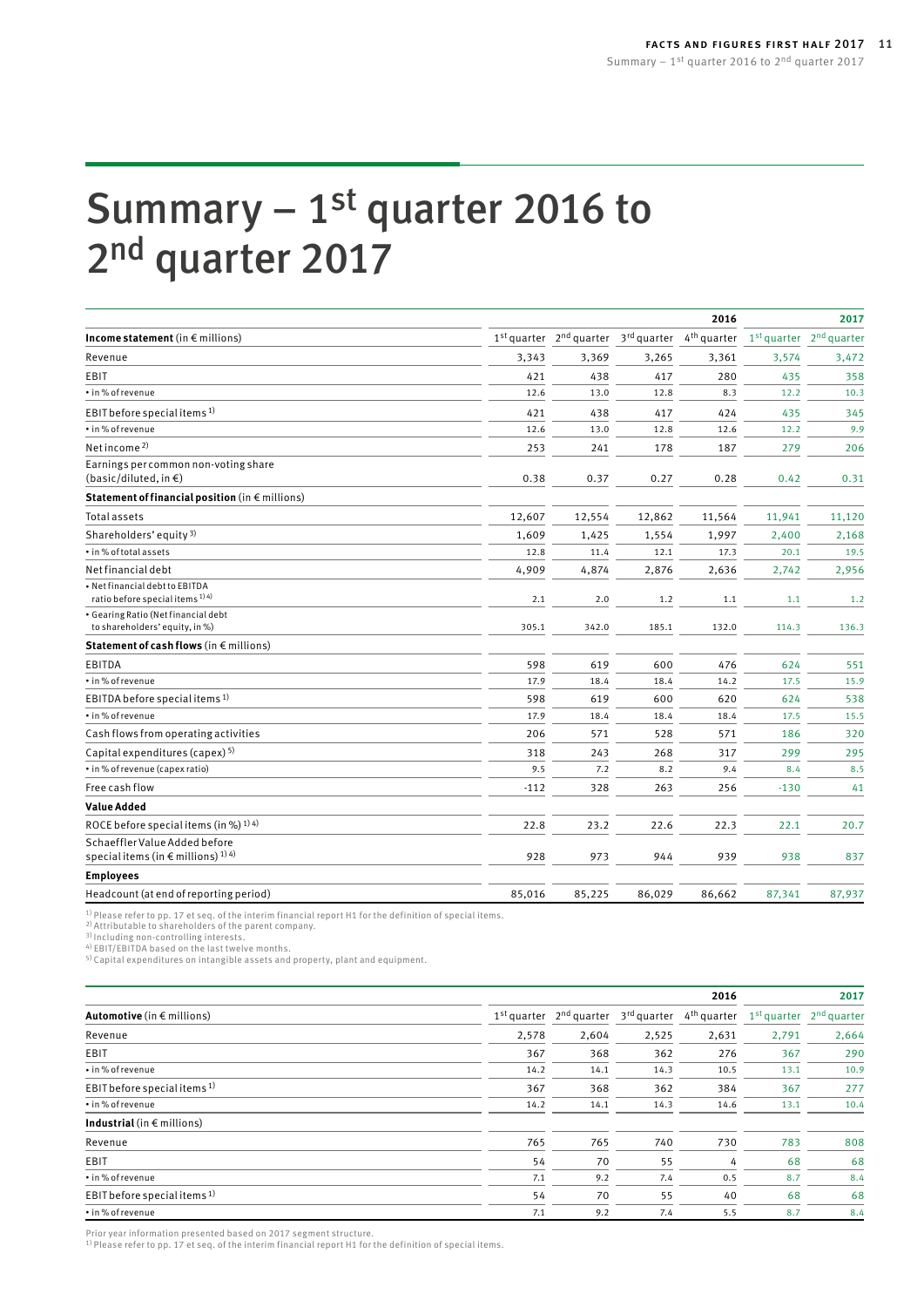# Summary – 1st quarter 2016 to 2nd quarter 2017

| | | | | 2016 | | 2017 |
|---|---|---|---|---|---|---|
| **Income statement** (in € millions) | 1st quarter | 2nd quarter | 3rd quarter | 4th quarter | 1st quarter | 2nd quarter |
| Revenue | 3,343 | 3,369 | 3,265 | 3,361 | 3,574 | 3,472 |
| EBIT | 421 | 438 | 417 | 280 | 435 | 358 |
| • in % of revenue | 12.6 | 13.0 | 12.8 | 8.3 | 12.2 | 10.3 |
| EBIT before special items [1] | 421 | 438 | 417 | 424 | 435 | 345 |
| • in % of revenue | 12.6 | 13.0 | 12.8 | 12.6 | 12.2 | 9.9 |
| Net income [2] | 253 | 241 | 178 | 187 | 279 | 206 |
| Earnings per common non-voting share (basic/diluted, in €) | 0.38 | 0.37 | 0.27 | 0.28 | 0.42 | 0.31 |
| **Statement of financial position** (in € millions) | | | | | | |
| Total assets | 12,607 | 12,554 | 12,862 | 11,564 | 11,941 | 11,120 |
| Shareholders' equity [3] | 1,609 | 1,425 | 1,554 | 1,997 | 2,400 | 2,168 |
| • in % of total assets | 12.8 | 11.4 | 12.1 | 17.3 | 20.1 | 19.5 |
| Net financial debt | 4,909 | 4,874 | 2,876 | 2,636 | 2,742 | 2,956 |
| • Net financial debt to EBITDA ratio before special items [1] [4] | 2.1 | 2.0 | 1.2 | 1.1 | 1.1 | 1.2 |
| • Gearing Ratio (Net financial debt to shareholders' equity, in %) | 305.1 | 342.0 | 185.1 | 132.0 | 114.3 | 136.3 |
| **Statement of cash flows** (in € millions) | | | | | | |
| EBITDA | 598 | 619 | 600 | 476 | 624 | 551 |
| • in % of revenue | 17.9 | 18.4 | 18.4 | 14.2 | 17.5 | 15.9 |
| EBITDA before special items [1] | 598 | 619 | 600 | 620 | 624 | 538 |
| • in % of revenue | 17.9 | 18.4 | 18.4 | 18.4 | 17.5 | 15.5 |
| Cash flows from operating activities | 206 | 571 | 528 | 571 | 186 | 320 |
| Capital expenditures (capex) [5] | 318 | 243 | 268 | 317 | 299 | 295 |
| • in % of revenue (capex ratio) | 9.5 | 7.2 | 8.2 | 9.4 | 8.4 | 8.5 |
| Free cash flow | -112 | 328 | 263 | 256 | -130 | 41 |
| **Value Added** | | | | | | |
| ROCE before special items (in %) [1] [4] | 22.8 | 23.2 | 22.6 | 22.3 | 22.1 | 20.7 |
| Schaeffler Value Added before special items (in € millions) [1] [4] | 928 | 973 | 944 | 939 | 938 | 837 |
| **Employees** | | | | | | |
| Headcount (at end of reporting period) | 85,016 | 85,225 | 86,029 | 86,662 | 87,341 | 87,937 |

[1] Please refer to pp. 17 et seq. of the interim financial report H1 for the definition of special items.
[2] Attributable to shareholders of the parent company.
[3] Including non-controlling interests.
[4] EBIT/EBITDA based on the last twelve months.
[5] Capital expenditures on intangible assets and property, plant and equipment.

| | | | | 2016 | | 2017 |
|---|---|---|---|---|---|---|
| **Automotive** (in € millions) | 1st quarter | 2nd quarter | 3rd quarter | 4th quarter | 1st quarter | 2nd quarter |
| Revenue | 2,578 | 2,604 | 2,525 | 2,631 | 2,791 | 2,664 |
| EBIT | 367 | 368 | 362 | 276 | 367 | 290 |
| • in % of revenue | 14.2 | 14.1 | 14.3 | 10.5 | 13.1 | 10.9 |
| EBIT before special items [1] | 367 | 368 | 362 | 384 | 367 | 277 |
| • in % of revenue | 14.2 | 14.1 | 14.3 | 14.6 | 13.1 | 10.4 |
| **Industrial** (in € millions) | | | | | | |
| Revenue | 765 | 765 | 740 | 730 | 783 | 808 |
| EBIT | 54 | 70 | 55 | 4 | 68 | 68 |
| • in % of revenue | 7.1 | 9.2 | 7.4 | 0.5 | 8.7 | 8.4 |
| EBIT before special items [1] | 54 | 70 | 55 | 40 | 68 | 68 |
| • in % of revenue | 7.1 | 9.2 | 7.4 | 5.5 | 8.7 | 8.4 |

Prior year information presented based on 2017 segment structure.
[1] Please refer to pp. 17 et seq. of the interim financial report H1 for the definition of special items.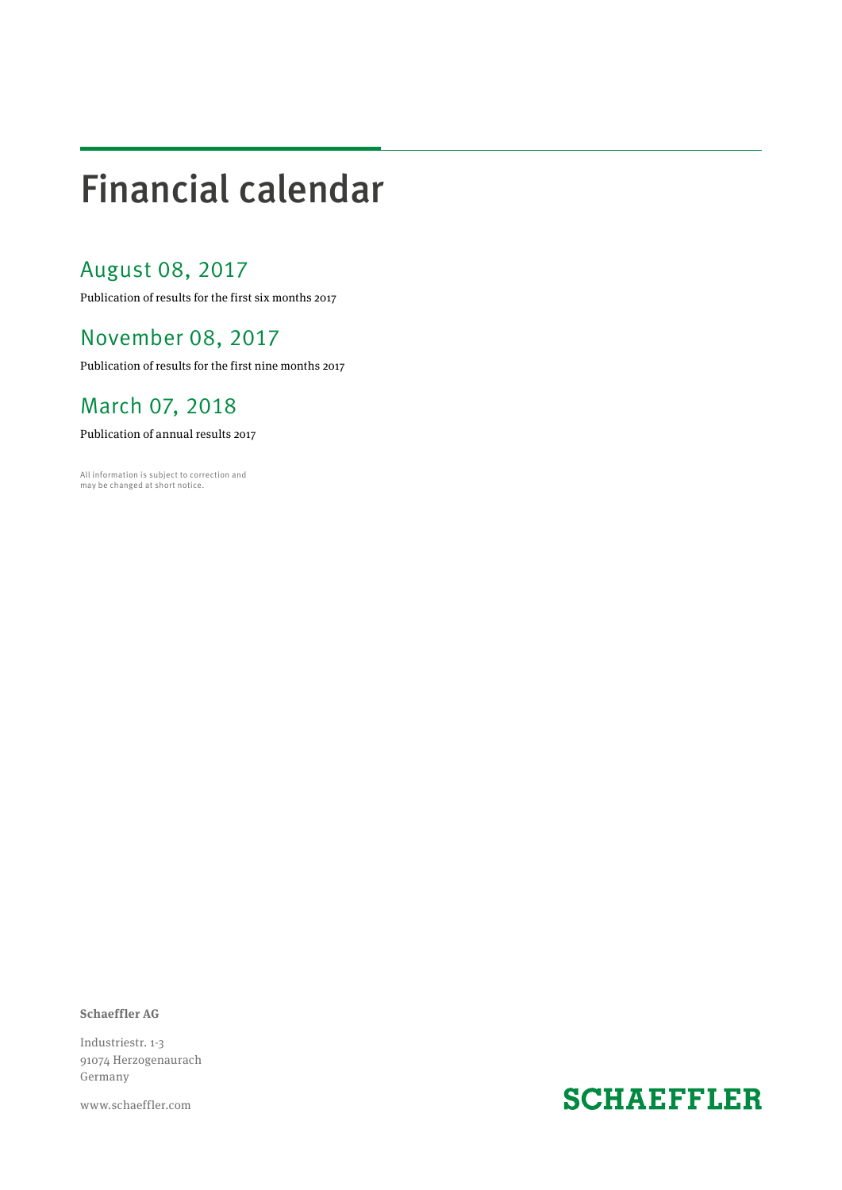# Financial calendar

## August 08, 2017

Publication of results for the first six months 2017

## November 08, 2017

Publication of results for the first nine months 2017

## March 07, 2018

Publication of annual results 2017

All information is subject to correction and may be changed at short notice.

**Schaeffler AG**

Industriestr. 1-3
91074 Herzogenaurach
Germany

www.schaeffler.com

SCHAEFFLER